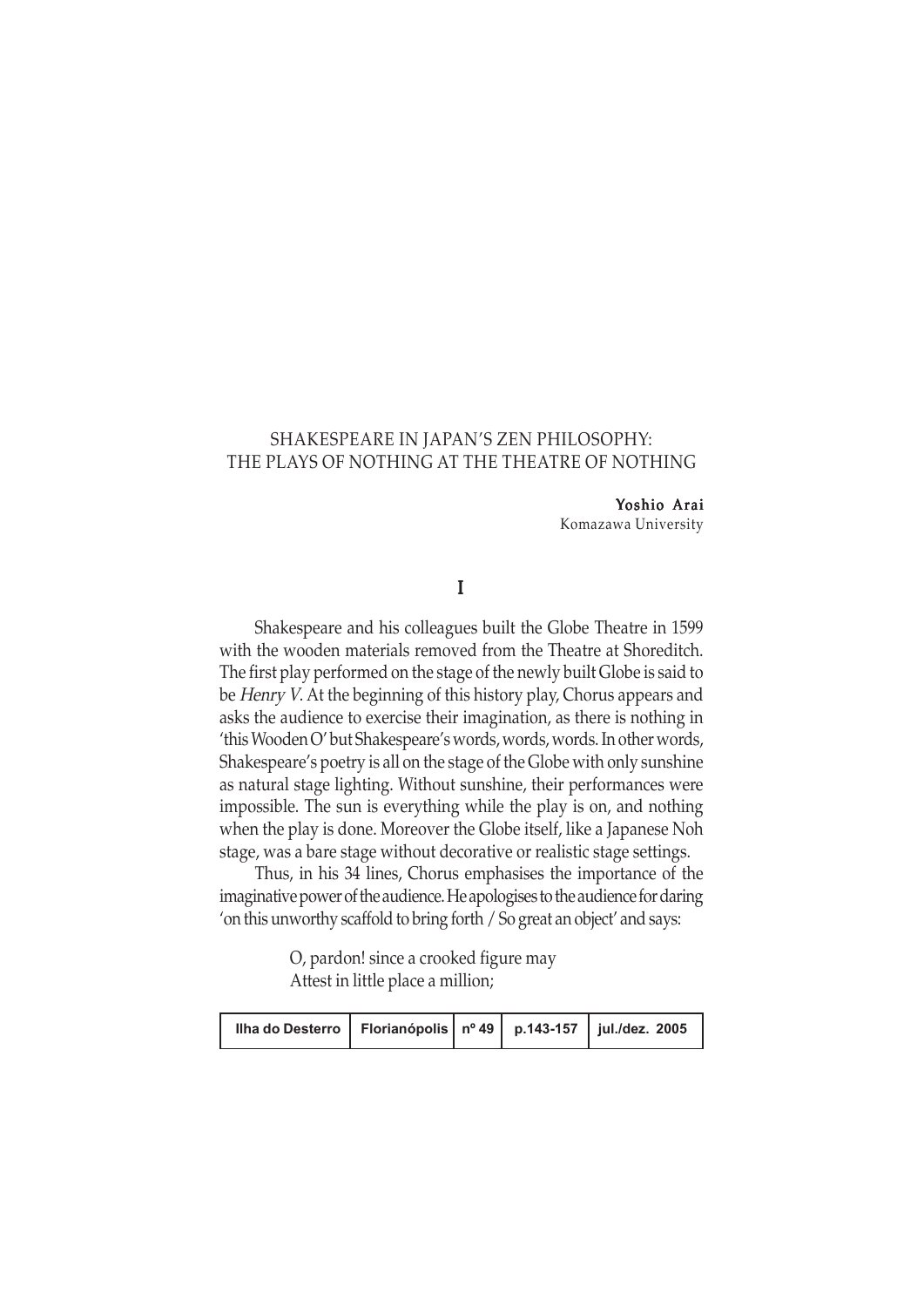# SHAKESPEARE IN JAPAN'S ZEN PHILOSOPHY: THE PLAYS OF NOTHING AT THE THEATRE OF NOTHING

**Yoshio Arai**
Komazawa University

## I

Shakespeare and his colleagues built the Globe Theatre in 1599 with the wooden materials removed from the Theatre at Shoreditch. The first play performed on the stage of the newly built Globe is said to be *Henry V*. At the beginning of this history play, Chorus appears and asks the audience to exercise their imagination, as there is nothing in 'this Wooden O' but Shakespeare's words, words, words. In other words, Shakespeare's poetry is all on the stage of the Globe with only sunshine as natural stage lighting. Without sunshine, their performances were impossible. The sun is everything while the play is on, and nothing when the play is done. Moreover the Globe itself, like a Japanese Noh stage, was a bare stage without decorative or realistic stage settings.

Thus, in his 34 lines, Chorus emphasises the importance of the imaginative power of the audience. He apologises to the audience for daring 'on this unworthy scaffold to bring forth / So great an object' and says:

> O, pardon! since a crooked figure may
> Attest in little place a million;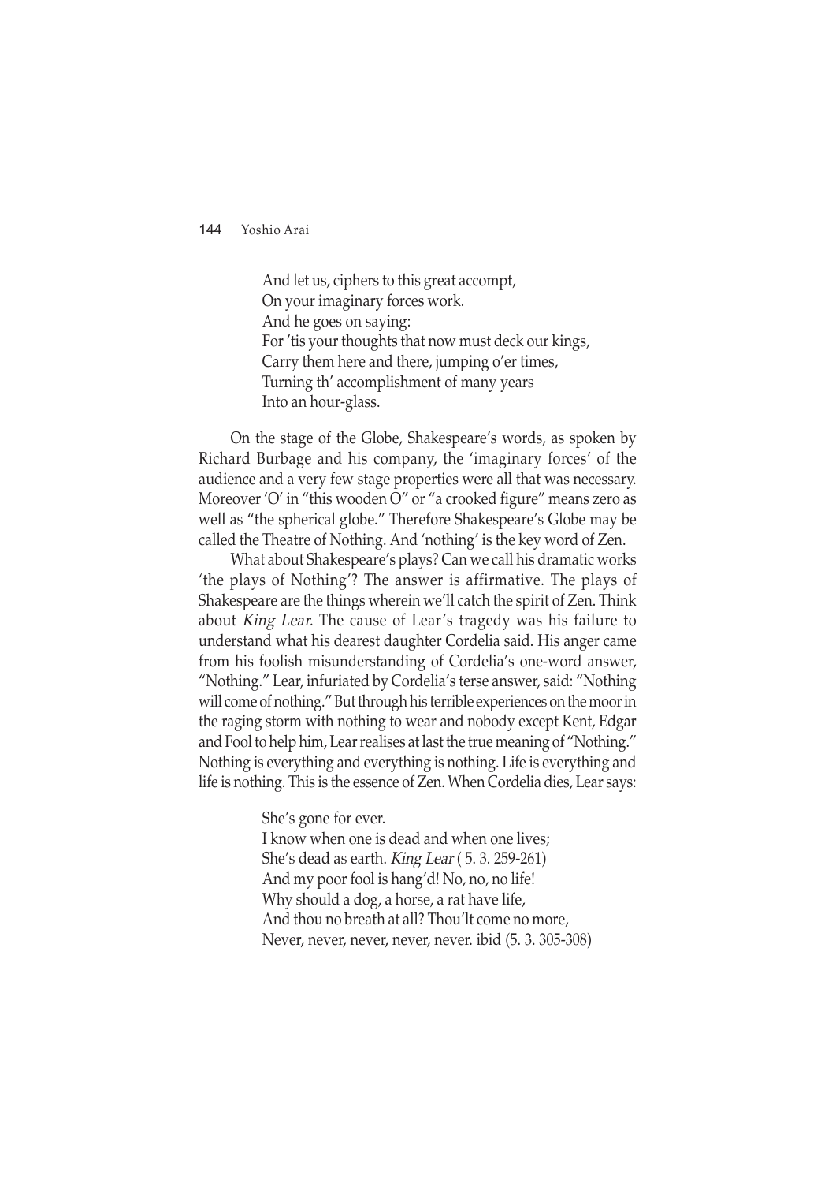> And let us, ciphers to this great accompt,
> On your imaginary forces work.
> And he goes on saying:
> For 'tis your thoughts that now must deck our kings,
> Carry them here and there, jumping o'er times,
> Turning th' accomplishment of many years
> Into an hour-glass.

On the stage of the Globe, Shakespeare's words, as spoken by Richard Burbage and his company, the 'imaginary forces' of the audience and a very few stage properties were all that was necessary. Moreover 'O' in "this wooden O" or "a crooked figure" means zero as well as "the spherical globe." Therefore Shakespeare's Globe may be called the Theatre of Nothing. And 'nothing' is the key word of Zen.

What about Shakespeare's plays? Can we call his dramatic works 'the plays of Nothing'? The answer is affirmative. The plays of Shakespeare are the things wherein we'll catch the spirit of Zen. Think about *King Lear*. The cause of Lear's tragedy was his failure to understand what his dearest daughter Cordelia said. His anger came from his foolish misunderstanding of Cordelia's one-word answer, "Nothing." Lear, infuriated by Cordelia's terse answer, said: "Nothing will come of nothing." But through his terrible experiences on the moor in the raging storm with nothing to wear and nobody except Kent, Edgar and Fool to help him, Lear realises at last the true meaning of "Nothing." Nothing is everything and everything is nothing. Life is everything and life is nothing. This is the essence of Zen. When Cordelia dies, Lear says:

> She's gone for ever.
> I know when one is dead and when one lives;
> She's dead as earth. *King Lear* ( 5. 3. 259-261)
> And my poor fool is hang'd! No, no, no life!
> Why should a dog, a horse, a rat have life,
> And thou no breath at all? Thou'lt come no more,
> Never, never, never, never, never. ibid (5. 3. 305-308)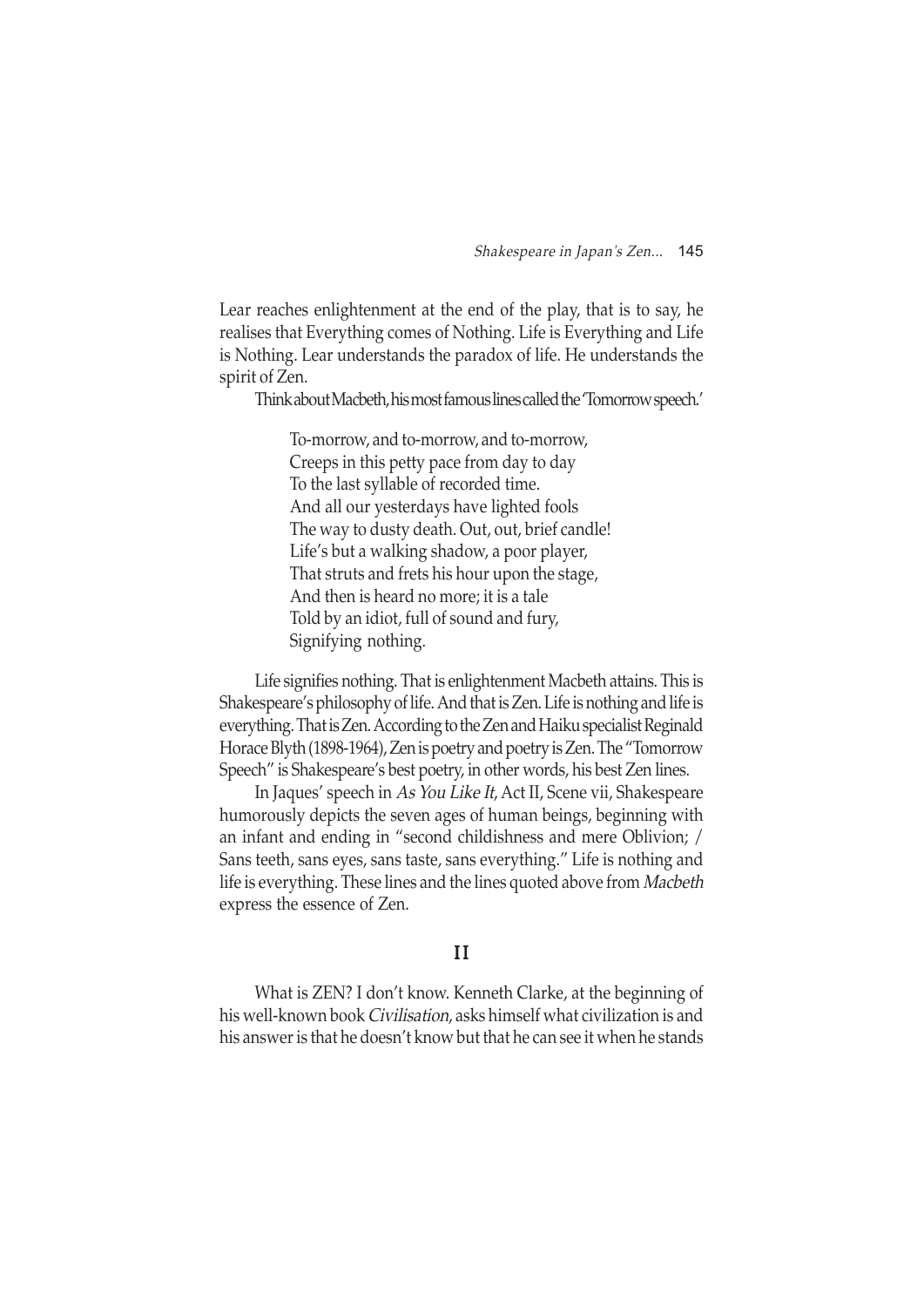Lear reaches enlightenment at the end of the play, that is to say, he realises that Everything comes of Nothing. Life is Everything and Life is Nothing. Lear understands the paradox of life. He understands the spirit of Zen.

Think about Macbeth, his most famous lines called the 'Tomorrow speech.'

> To-morrow, and to-morrow, and to-morrow,
> Creeps in this petty pace from day to day
> To the last syllable of recorded time.
> And all our yesterdays have lighted fools
> The way to dusty death. Out, out, brief candle!
> Life's but a walking shadow, a poor player,
> That struts and frets his hour upon the stage,
> And then is heard no more; it is a tale
> Told by an idiot, full of sound and fury,
> Signifying nothing.

Life signifies nothing. That is enlightenment Macbeth attains. This is Shakespeare's philosophy of life. And that is Zen. Life is nothing and life is everything. That is Zen. According to the Zen and Haiku specialist Reginald Horace Blyth (1898-1964), Zen is poetry and poetry is Zen. The "Tomorrow Speech" is Shakespeare's best poetry, in other words, his best Zen lines.

In Jaques' speech in *As You Like It*, Act II, Scene vii, Shakespeare humorously depicts the seven ages of human beings, beginning with an infant and ending in "second childishness and mere Oblivion; / Sans teeth, sans eyes, sans taste, sans everything." Life is nothing and life is everything. These lines and the lines quoted above from *Macbeth* express the essence of Zen.

## II

What is ZEN? I don't know. Kenneth Clarke, at the beginning of his well-known book *Civilisation*, asks himself what civilization is and his answer is that he doesn't know but that he can see it when he stands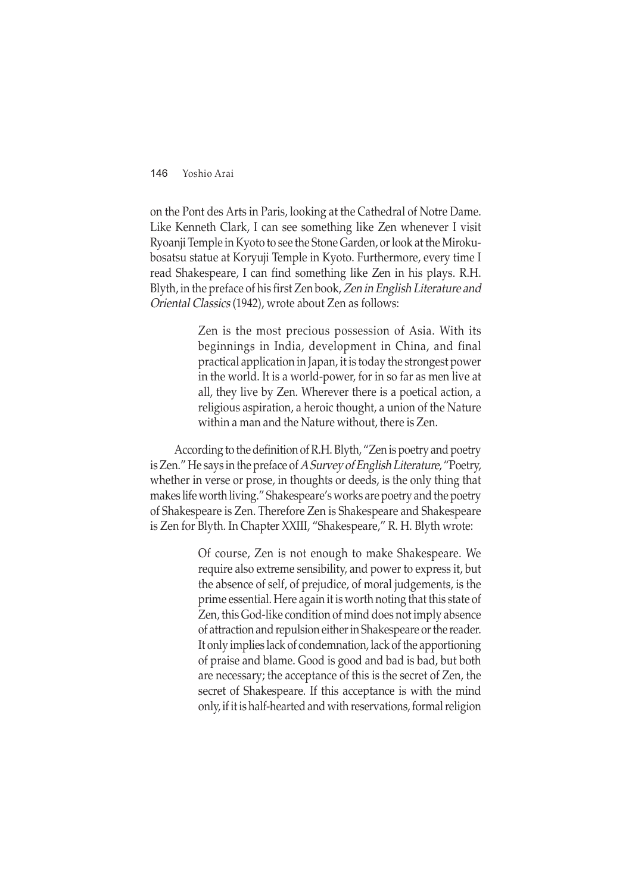on the Pont des Arts in Paris, looking at the Cathedral of Notre Dame. Like Kenneth Clark, I can see something like Zen whenever I visit Ryoanji Temple in Kyoto to see the Stone Garden, or look at the Miroku-bosatsu statue at Koryuji Temple in Kyoto. Furthermore, every time I read Shakespeare, I can find something like Zen in his plays. R.H. Blyth, in the preface of his first Zen book, *Zen in English Literature and Oriental Classics* (1942), wrote about Zen as follows:

> Zen is the most precious possession of Asia. With its beginnings in India, development in China, and final practical application in Japan, it is today the strongest power in the world. It is a world-power, for in so far as men live at all, they live by Zen. Wherever there is a poetical action, a religious aspiration, a heroic thought, a union of the Nature within a man and the Nature without, there is Zen.

According to the definition of R.H. Blyth, "Zen is poetry and poetry is Zen." He says in the preface of *A Survey of English Literature*, "Poetry, whether in verse or prose, in thoughts or deeds, is the only thing that makes life worth living." Shakespeare's works are poetry and the poetry of Shakespeare is Zen. Therefore Zen is Shakespeare and Shakespeare is Zen for Blyth. In Chapter XXIII, "Shakespeare," R. H. Blyth wrote:

> Of course, Zen is not enough to make Shakespeare. We require also extreme sensibility, and power to express it, but the absence of self, of prejudice, of moral judgements, is the prime essential. Here again it is worth noting that this state of Zen, this God-like condition of mind does not imply absence of attraction and repulsion either in Shakespeare or the reader. It only implies lack of condemnation, lack of the apportioning of praise and blame. Good is good and bad is bad, but both are necessary; the acceptance of this is the secret of Zen, the secret of Shakespeare. If this acceptance is with the mind only, if it is half-hearted and with reservations, formal religion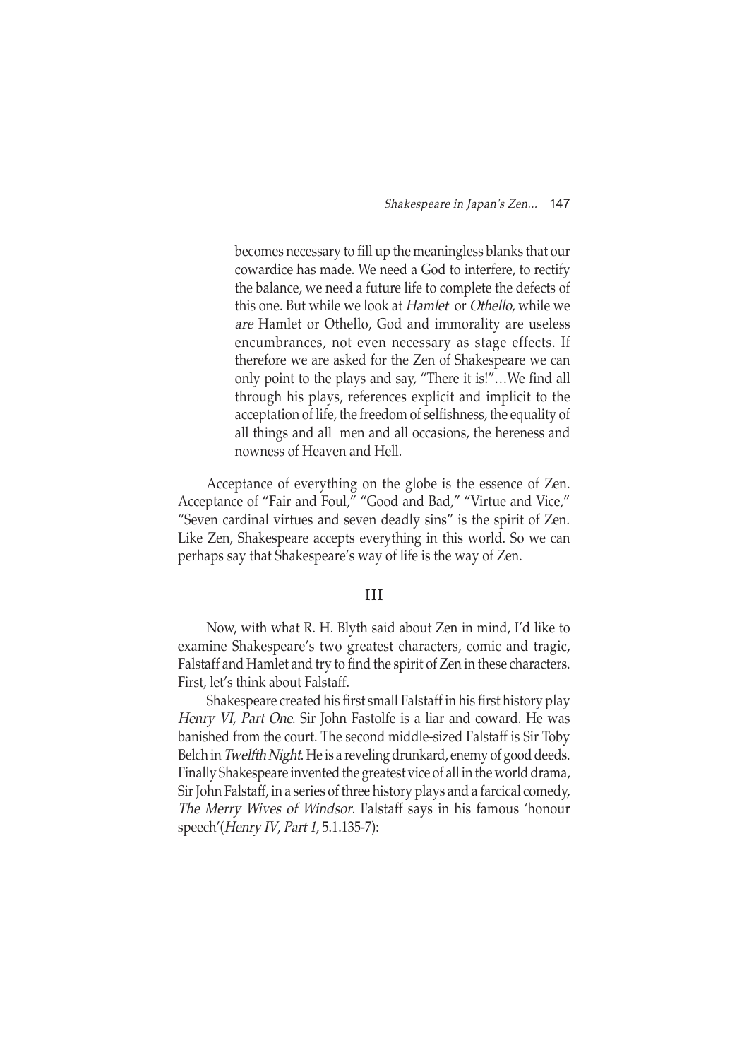> becomes necessary to fill up the meaningless blanks that our cowardice has made. We need a God to interfere, to rectify the balance, we need a future life to complete the defects of this one. But while we look at *Hamlet* or *Othello*, while we *are* Hamlet or Othello, God and immorality are useless encumbrances, not even necessary as stage effects. If therefore we are asked for the Zen of Shakespeare we can only point to the plays and say, "There it is!"…We find all through his plays, references explicit and implicit to the acceptation of life, the freedom of selfishness, the equality of all things and all men and all occasions, the hereness and nowness of Heaven and Hell.

Acceptance of everything on the globe is the essence of Zen. Acceptance of "Fair and Foul," "Good and Bad," "Virtue and Vice," "Seven cardinal virtues and seven deadly sins" is the spirit of Zen. Like Zen, Shakespeare accepts everything in this world. So we can perhaps say that Shakespeare's way of life is the way of Zen.

## III

Now, with what R. H. Blyth said about Zen in mind, I'd like to examine Shakespeare's two greatest characters, comic and tragic, Falstaff and Hamlet and try to find the spirit of Zen in these characters. First, let's think about Falstaff.

Shakespeare created his first small Falstaff in his first history play *Henry VI, Part One*. Sir John Fastolfe is a liar and coward. He was banished from the court. The second middle-sized Falstaff is Sir Toby Belch in *Twelfth Night*. He is a reveling drunkard, enemy of good deeds. Finally Shakespeare invented the greatest vice of all in the world drama, Sir John Falstaff, in a series of three history plays and a farcical comedy, *The Merry Wives of Windsor*. Falstaff says in his famous 'honour speech'(*Henry IV, Part 1*, 5.1.135-7):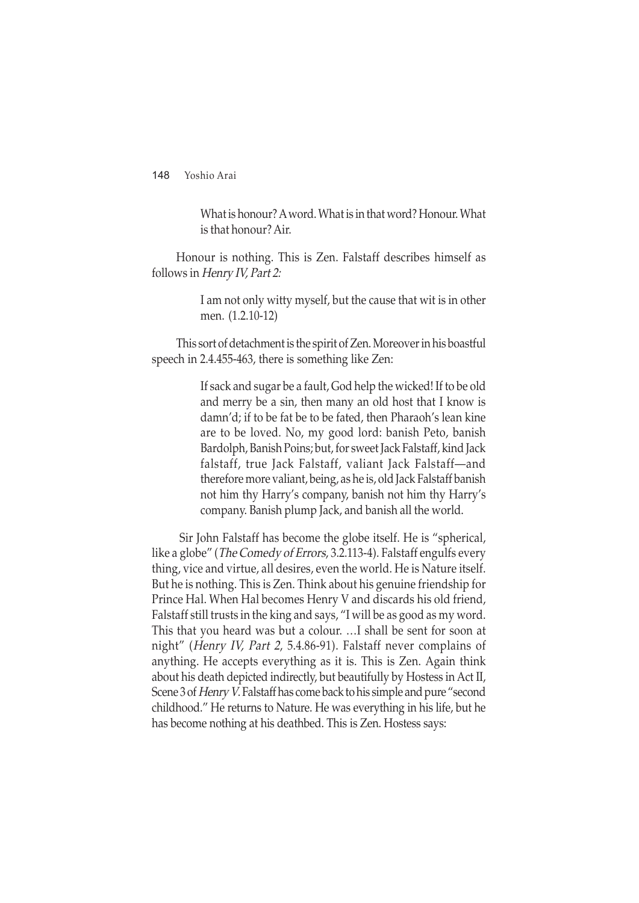> What is honour? A word. What is in that word? Honour. What is that honour? Air.

Honour is nothing. This is Zen. Falstaff describes himself as follows in *Henry IV, Part 2:*

> I am not only witty myself, but the cause that wit is in other men. (1.2.10-12)

This sort of detachment is the spirit of Zen. Moreover in his boastful speech in 2.4.455-463, there is something like Zen:

> If sack and sugar be a fault, God help the wicked! If to be old and merry be a sin, then many an old host that I know is damn'd; if to be fat be to be fated, then Pharaoh's lean kine are to be loved. No, my good lord: banish Peto, banish Bardolph, Banish Poins; but, for sweet Jack Falstaff, kind Jack falstaff, true Jack Falstaff, valiant Jack Falstaff—and therefore more valiant, being, as he is, old Jack Falstaff banish not him thy Harry's company, banish not him thy Harry's company. Banish plump Jack, and banish all the world.

Sir John Falstaff has become the globe itself. He is "spherical, like a globe" (*The Comedy of Errors*, 3.2.113-4). Falstaff engulfs every thing, vice and virtue, all desires, even the world. He is Nature itself. But he is nothing. This is Zen. Think about his genuine friendship for Prince Hal. When Hal becomes Henry V and discards his old friend, Falstaff still trusts in the king and says, "I will be as good as my word. This that you heard was but a colour. …I shall be sent for soon at night" (*Henry IV, Part 2*, 5.4.86-91). Falstaff never complains of anything. He accepts everything as it is. This is Zen. Again think about his death depicted indirectly, but beautifully by Hostess in Act II, Scene 3 of *Henry V*. Falstaff has come back to his simple and pure "second childhood." He returns to Nature. He was everything in his life, but he has become nothing at his deathbed. This is Zen. Hostess says: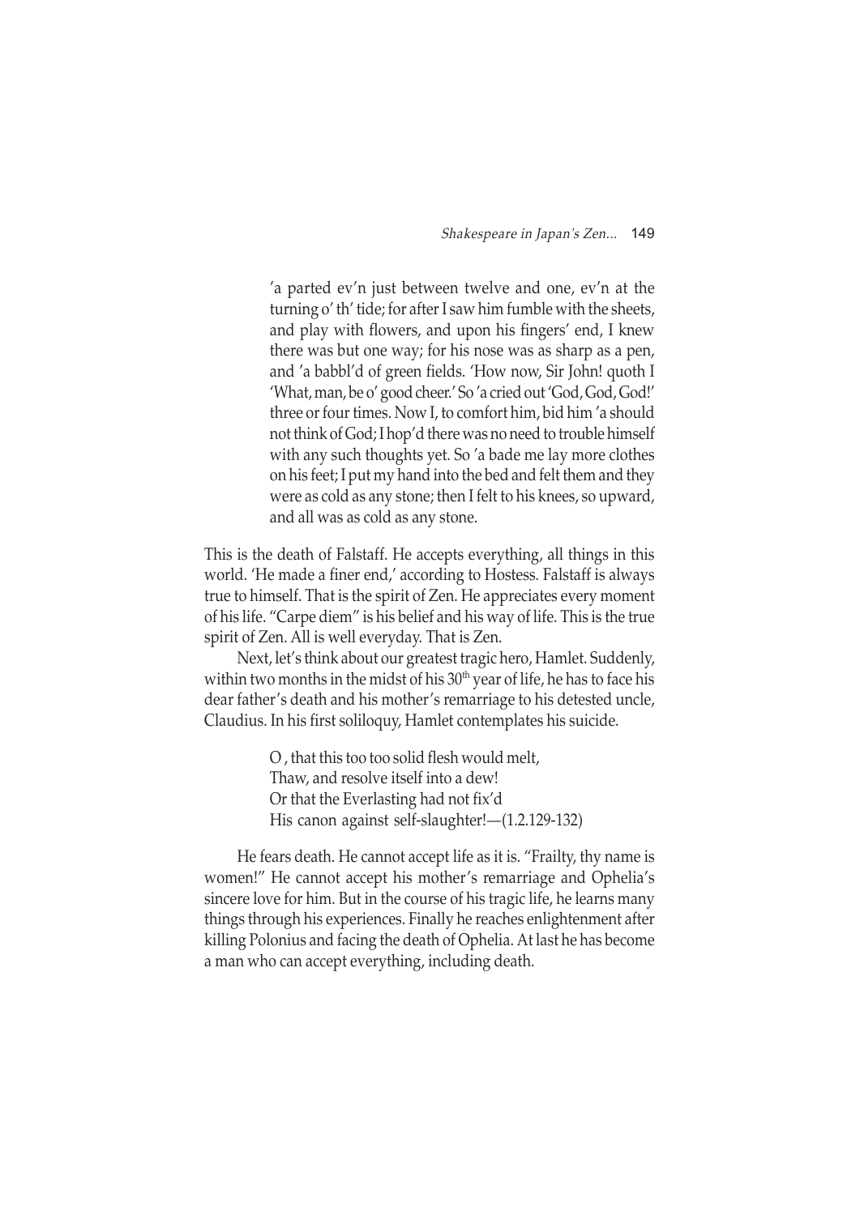> 'a parted ev'n just between twelve and one, ev'n at the turning o' th' tide; for after I saw him fumble with the sheets, and play with flowers, and upon his fingers' end, I knew there was but one way; for his nose was as sharp as a pen, and 'a babbl'd of green fields. 'How now, Sir John! quoth I 'What, man, be o' good cheer.' So 'a cried out 'God, God, God!' three or four times. Now I, to comfort him, bid him 'a should not think of God; I hop'd there was no need to trouble himself with any such thoughts yet. So 'a bade me lay more clothes on his feet; I put my hand into the bed and felt them and they were as cold as any stone; then I felt to his knees, so upward, and all was as cold as any stone.

This is the death of Falstaff. He accepts everything, all things in this world. 'He made a finer end,' according to Hostess. Falstaff is always true to himself. That is the spirit of Zen. He appreciates every moment of his life. "Carpe diem" is his belief and his way of life. This is the true spirit of Zen. All is well everyday. That is Zen.

Next, let's think about our greatest tragic hero, Hamlet. Suddenly, within two months in the midst of his 30th year of life, he has to face his dear father's death and his mother's remarriage to his detested uncle, Claudius. In his first soliloquy, Hamlet contemplates his suicide.

> O , that this too too solid flesh would melt,
> Thaw, and resolve itself into a dew!
> Or that the Everlasting had not fix'd
> His canon against self-slaughter!—(1.2.129-132)

He fears death. He cannot accept life as it is. "Frailty, thy name is women!" He cannot accept his mother's remarriage and Ophelia's sincere love for him. But in the course of his tragic life, he learns many things through his experiences. Finally he reaches enlightenment after killing Polonius and facing the death of Ophelia. At last he has become a man who can accept everything, including death.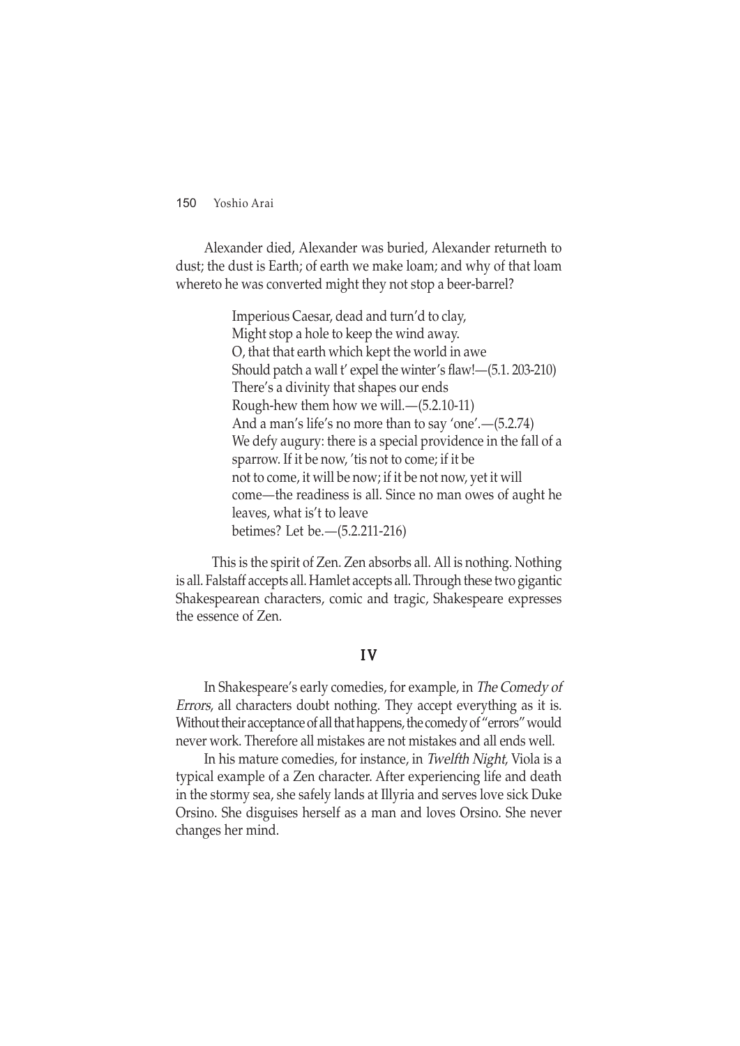Alexander died, Alexander was buried, Alexander returneth to dust; the dust is Earth; of earth we make loam; and why of that loam whereto he was converted might they not stop a beer-barrel?

> Imperious Caesar, dead and turn'd to clay,
> Might stop a hole to keep the wind away.
> O, that that earth which kept the world in awe
> Should patch a wall t' expel the winter's flaw!—(5.1. 203-210)
> There's a divinity that shapes our ends
> Rough-hew them how we will.—(5.2.10-11)
> And a man's life's no more than to say 'one'.—(5.2.74)
> We defy augury: there is a special providence in the fall of a sparrow. If it be now, 'tis not to come; if it be not to come, it will be now; if it be not now, yet it will come—the readiness is all. Since no man owes of aught he leaves, what is't to leave betimes? Let be.—(5.2.211-216)

This is the spirit of Zen. Zen absorbs all. All is nothing. Nothing is all. Falstaff accepts all. Hamlet accepts all. Through these two gigantic Shakespearean characters, comic and tragic, Shakespeare expresses the essence of Zen.

## IV

In Shakespeare's early comedies, for example, in *The Comedy of Errors*, all characters doubt nothing. They accept everything as it is. Without their acceptance of all that happens, the comedy of "errors" would never work. Therefore all mistakes are not mistakes and all ends well.

In his mature comedies, for instance, in *Twelfth Night*, Viola is a typical example of a Zen character. After experiencing life and death in the stormy sea, she safely lands at Illyria and serves love sick Duke Orsino. She disguises herself as a man and loves Orsino. She never changes her mind.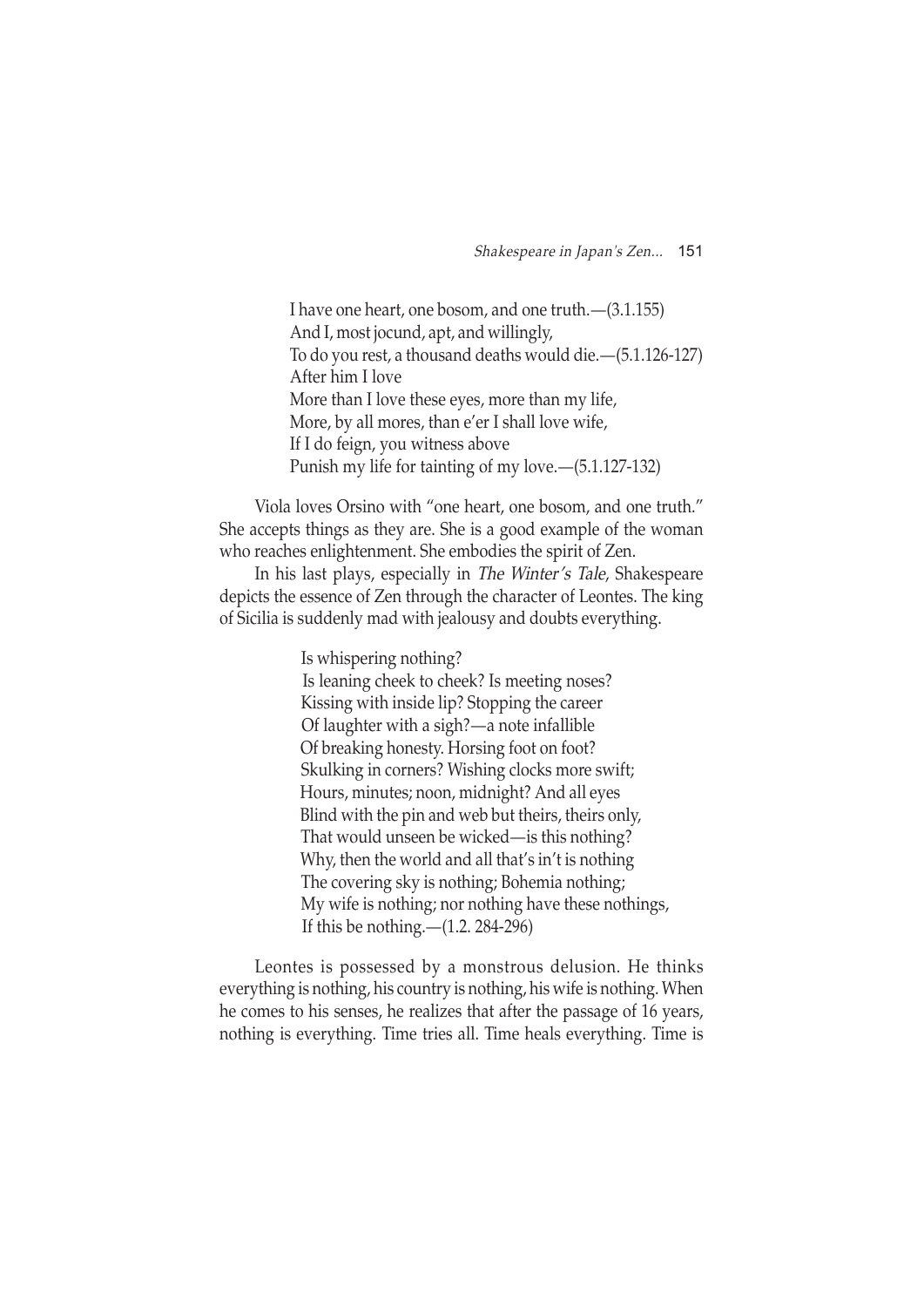> I have one heart, one bosom, and one truth.—(3.1.155)
> And I, most jocund, apt, and willingly,
> To do you rest, a thousand deaths would die.—(5.1.126-127)
> After him I love
> More than I love these eyes, more than my life,
> More, by all mores, than e'er I shall love wife,
> If I do feign, you witness above
> Punish my life for tainting of my love.—(5.1.127-132)

Viola loves Orsino with "one heart, one bosom, and one truth." She accepts things as they are. She is a good example of the woman who reaches enlightenment. She embodies the spirit of Zen.

In his last plays, especially in *The Winter's Tale*, Shakespeare depicts the essence of Zen through the character of Leontes. The king of Sicilia is suddenly mad with jealousy and doubts everything.

> Is whispering nothing?
> Is leaning cheek to cheek? Is meeting noses?
> Kissing with inside lip? Stopping the career
> Of laughter with a sigh?—a note infallible
> Of breaking honesty. Horsing foot on foot?
> Skulking in corners? Wishing clocks more swift;
> Hours, minutes; noon, midnight? And all eyes
> Blind with the pin and web but theirs, theirs only,
> That would unseen be wicked—is this nothing?
> Why, then the world and all that's in't is nothing
> The covering sky is nothing; Bohemia nothing;
> My wife is nothing; nor nothing have these nothings,
> If this be nothing.—(1.2. 284-296)

Leontes is possessed by a monstrous delusion. He thinks everything is nothing, his country is nothing, his wife is nothing. When he comes to his senses, he realizes that after the passage of 16 years, nothing is everything. Time tries all. Time heals everything. Time is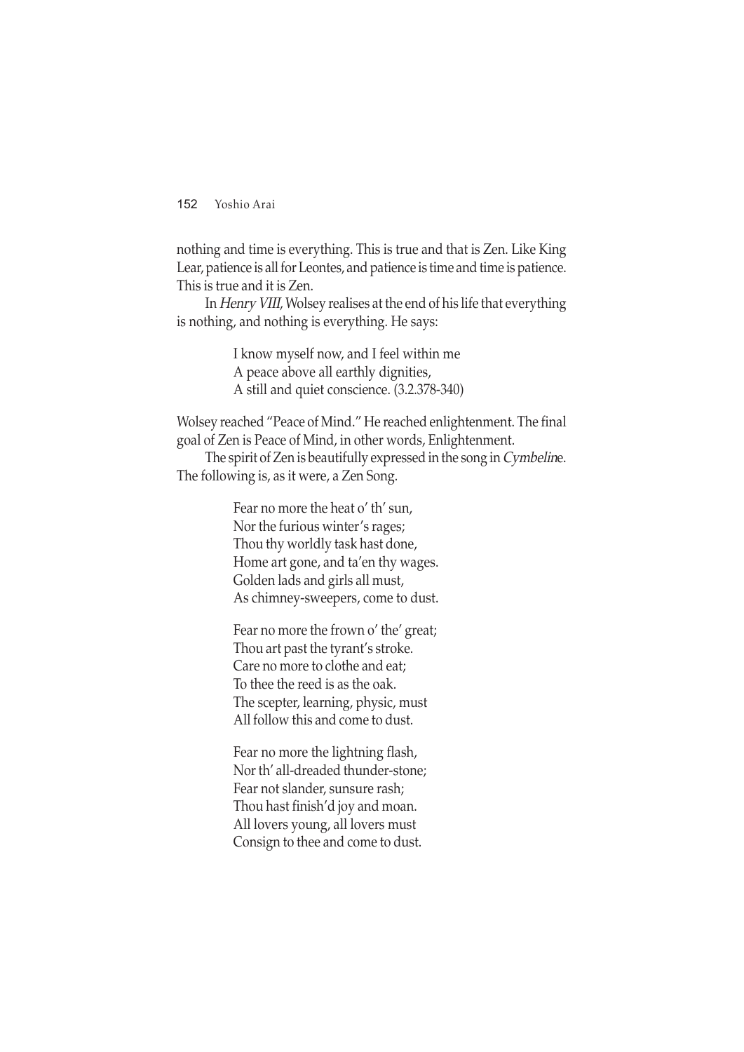nothing and time is everything. This is true and that is Zen. Like King Lear, patience is all for Leontes, and patience is time and time is patience. This is true and it is Zen.

In *Henry VIII*, Wolsey realises at the end of his life that everything is nothing, and nothing is everything. He says:

> I know myself now, and I feel within me
> A peace above all earthly dignities,
> A still and quiet conscience. (3.2.378-340)

Wolsey reached "Peace of Mind." He reached enlightenment. The final goal of Zen is Peace of Mind, in other words, Enlightenment.

The spirit of Zen is beautifully expressed in the song in *Cymbeline*. The following is, as it were, a Zen Song.

> Fear no more the heat o' th' sun,
> Nor the furious winter's rages;
> Thou thy worldly task hast done,
> Home art gone, and ta'en thy wages.
> Golden lads and girls all must,
> As chimney-sweepers, come to dust.
>
> Fear no more the frown o' the' great;
> Thou art past the tyrant's stroke.
> Care no more to clothe and eat;
> To thee the reed is as the oak.
> The scepter, learning, physic, must
> All follow this and come to dust.
>
> Fear no more the lightning flash,
> Nor th' all-dreaded thunder-stone;
> Fear not slander, sunsure rash;
> Thou hast finish'd joy and moan.
> All lovers young, all lovers must
> Consign to thee and come to dust.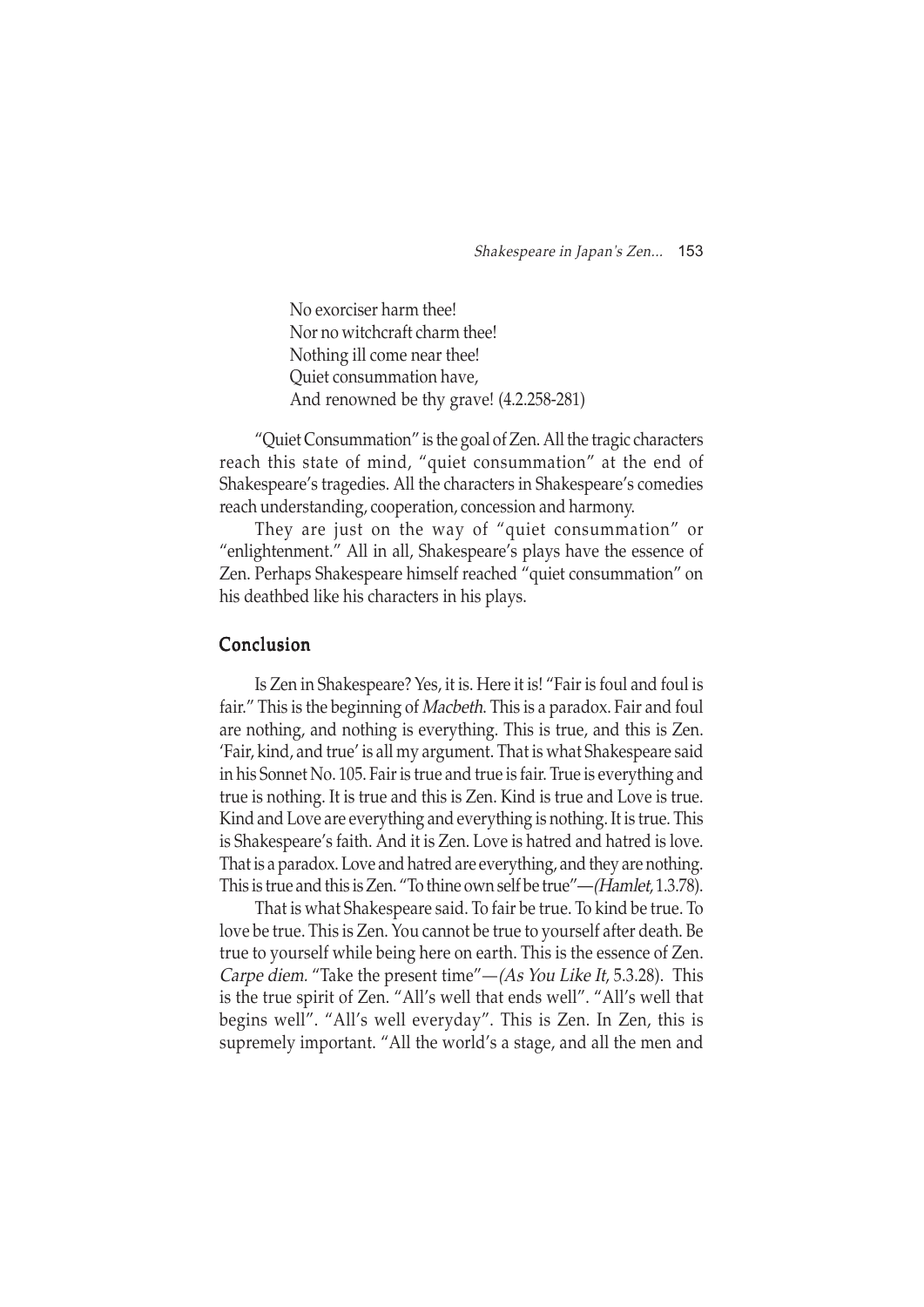No exorciser harm thee!  
Nor no witchcraft charm thee!  
Nothing ill come near thee!  
Quiet consummation have,  
And renowned be thy grave! (4.2.258-281)

"Quiet Consummation" is the goal of Zen. All the tragic characters reach this state of mind, "quiet consummation" at the end of Shakespeare's tragedies. All the characters in Shakespeare's comedies reach understanding, cooperation, concession and harmony.

They are just on the way of "quiet consummation" or "enlightenment." All in all, Shakespeare's plays have the essence of Zen. Perhaps Shakespeare himself reached "quiet consummation" on his deathbed like his characters in his plays.

## Conclusion

Is Zen in Shakespeare? Yes, it is. Here it is! "Fair is foul and foul is fair." This is the beginning of *Macbeth*. This is a paradox. Fair and foul are nothing, and nothing is everything. This is true, and this is Zen. 'Fair, kind, and true' is all my argument. That is what Shakespeare said in his Sonnet No. 105. Fair is true and true is fair. True is everything and true is nothing. It is true and this is Zen. Kind is true and Love is true. Kind and Love are everything and everything is nothing. It is true. This is Shakespeare's faith. And it is Zen. Love is hatred and hatred is love. That is a paradox. Love and hatred are everything, and they are nothing. This is true and this is Zen. "To thine own self be true"—*(Hamlet*, 1.3.78).

That is what Shakespeare said. To fair be true. To kind be true. To love be true. This is Zen. You cannot be true to yourself after death. Be true to yourself while being here on earth. This is the essence of Zen. *Carpe diem*. "Take the present time"—*(As You Like It*, 5.3.28). This is the true spirit of Zen. "All's well that ends well". "All's well that begins well". "All's well everyday". This is Zen. In Zen, this is supremely important. "All the world's a stage, and all the men and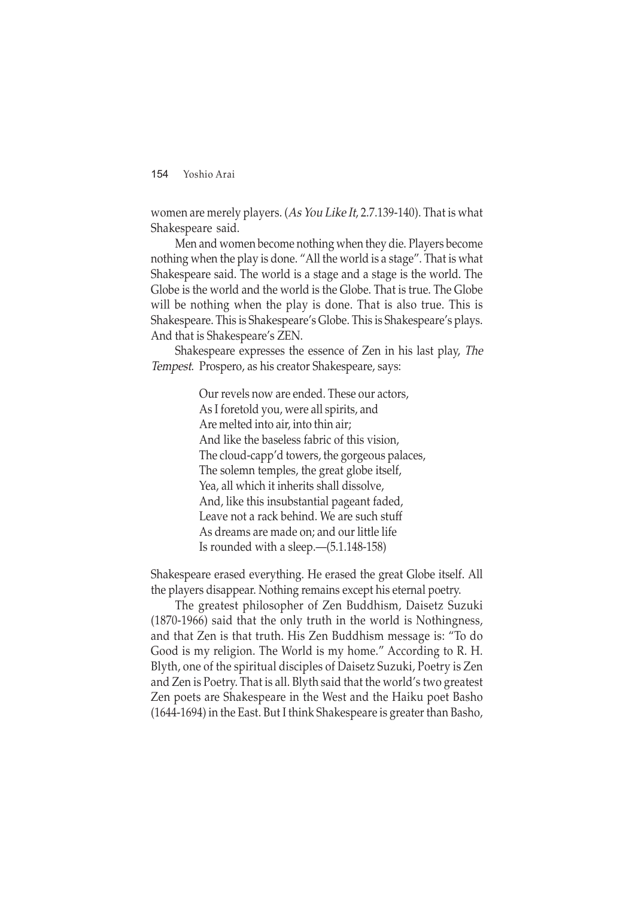women are merely players. (*As You Like It*, 2.7.139-140). That is what Shakespeare said.

Men and women become nothing when they die. Players become nothing when the play is done. "All the world is a stage". That is what Shakespeare said. The world is a stage and a stage is the world. The Globe is the world and the world is the Globe. That is true. The Globe will be nothing when the play is done. That is also true. This is Shakespeare. This is Shakespeare's Globe. This is Shakespeare's plays. And that is Shakespeare's ZEN.

Shakespeare expresses the essence of Zen in his last play, *The Tempest*. Prospero, as his creator Shakespeare, says:

> Our revels now are ended. These our actors,
> As I foretold you, were all spirits, and
> Are melted into air, into thin air;
> And like the baseless fabric of this vision,
> The cloud-capp'd towers, the gorgeous palaces,
> The solemn temples, the great globe itself,
> Yea, all which it inherits shall dissolve,
> And, like this insubstantial pageant faded,
> Leave not a rack behind. We are such stuff
> As dreams are made on; and our little life
> Is rounded with a sleep.—(5.1.148-158)

Shakespeare erased everything. He erased the great Globe itself. All the players disappear. Nothing remains except his eternal poetry.

The greatest philosopher of Zen Buddhism, Daisetz Suzuki (1870-1966) said that the only truth in the world is Nothingness, and that Zen is that truth. His Zen Buddhism message is: "To do Good is my religion. The World is my home." According to R. H. Blyth, one of the spiritual disciples of Daisetz Suzuki, Poetry is Zen and Zen is Poetry. That is all. Blyth said that the world's two greatest Zen poets are Shakespeare in the West and the Haiku poet Basho (1644-1694) in the East. But I think Shakespeare is greater than Basho,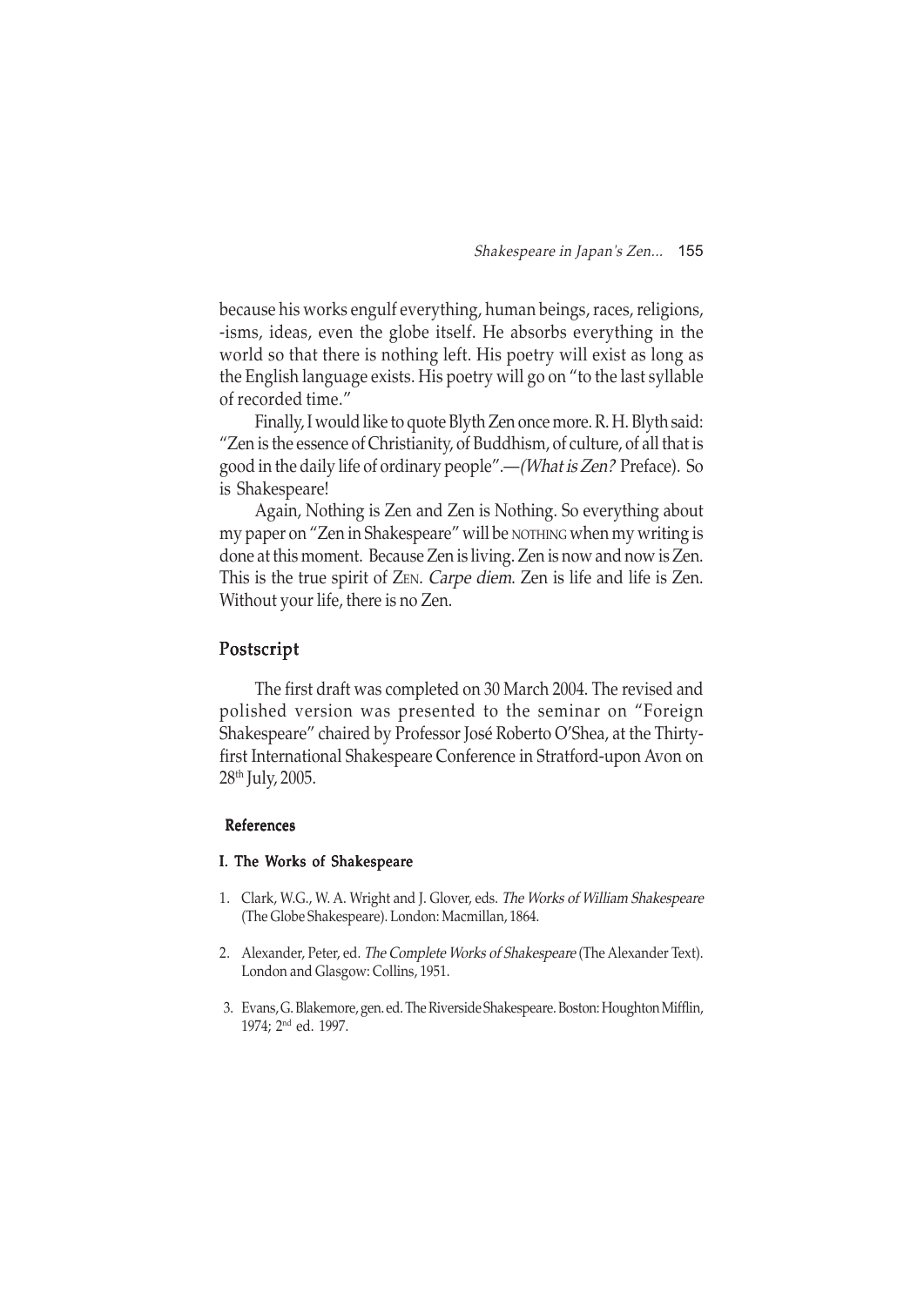because his works engulf everything, human beings, races, religions, -isms, ideas, even the globe itself. He absorbs everything in the world so that there is nothing left. His poetry will exist as long as the English language exists. His poetry will go on "to the last syllable of recorded time."

Finally, I would like to quote Blyth Zen once more. R. H. Blyth said: "Zen is the essence of Christianity, of Buddhism, of culture, of all that is good in the daily life of ordinary people".—*(What is Zen?* Preface). So is Shakespeare!

Again, Nothing is Zen and Zen is Nothing. So everything about my paper on "Zen in Shakespeare" will be NOTHING when my writing is done at this moment. Because Zen is living. Zen is now and now is Zen. This is the true spirit of ZEN. *Carpe diem*. Zen is life and life is Zen. Without your life, there is no Zen.

## Postscript

The first draft was completed on 30 March 2004. The revised and polished version was presented to the seminar on "Foreign Shakespeare" chaired by Professor José Roberto O'Shea, at the Thirty-first International Shakespeare Conference in Stratford-upon Avon on 28th July, 2005.

### References

#### I. The Works of Shakespeare

1. Clark, W.G., W. A. Wright and J. Glover, eds. *The Works of William Shakespeare* (The Globe Shakespeare). London: Macmillan, 1864.
2. Alexander, Peter, ed. *The Complete Works of Shakespeare* (The Alexander Text). London and Glasgow: Collins, 1951.
3. Evans, G. Blakemore, gen. ed. The Riverside Shakespeare. Boston: Houghton Mifflin, 1974; 2nd ed. 1997.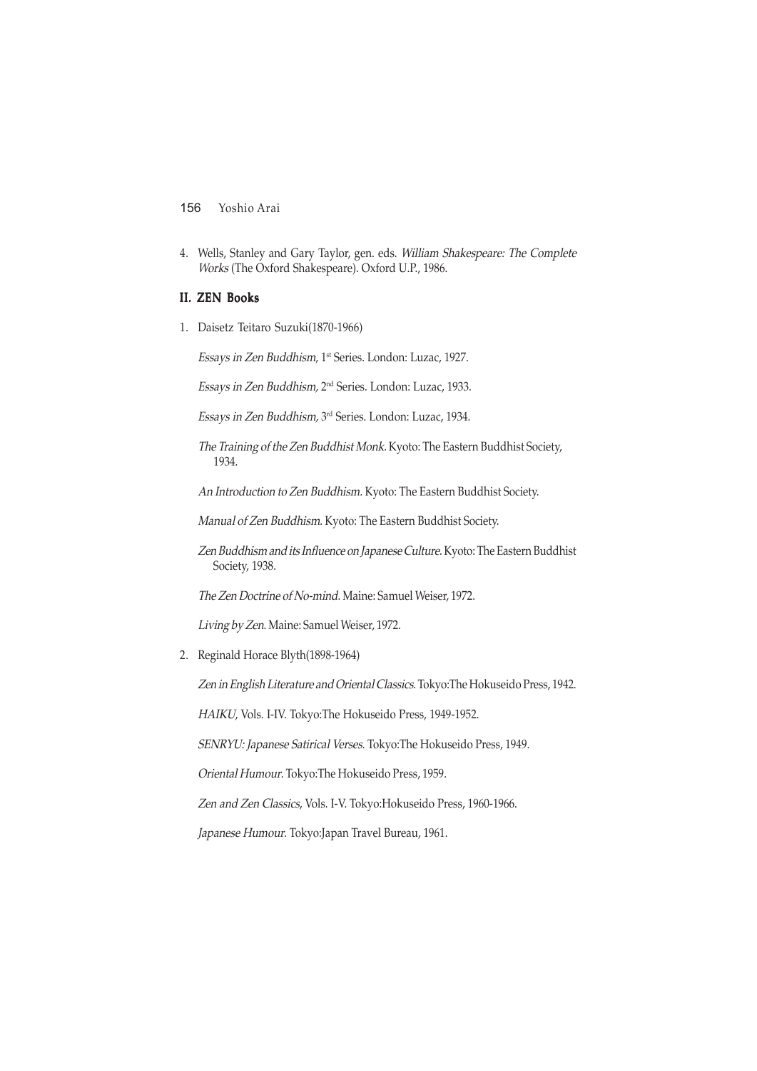4. Wells, Stanley and Gary Taylor, gen. eds. *William Shakespeare: The Complete Works* (The Oxford Shakespeare). Oxford U.P., 1986.

## II. ZEN Books

1. Daisetz Teitaro Suzuki(1870-1966)

   *Essays in Zen Buddhism*, 1st Series. London: Luzac, 1927.

   *Essays in Zen Buddhism,* 2nd Series. London: Luzac, 1933.

   *Essays in Zen Buddhism,* 3rd Series. London: Luzac, 1934.

   *The Training of the Zen Buddhist Monk*. Kyoto: The Eastern Buddhist Society, 1934.

   *An Introduction to Zen Buddhism*. Kyoto: The Eastern Buddhist Society.

   *Manual of Zen Buddhism*. Kyoto: The Eastern Buddhist Society.

   *Zen Buddhism and its Influence on Japanese Culture*. Kyoto: The Eastern Buddhist Society, 1938.

   *The Zen Doctrine of No-mind*. Maine: Samuel Weiser, 1972.

   *Living by Zen*. Maine: Samuel Weiser, 1972.

2. Reginald Horace Blyth(1898-1964)

   *Zen in English Literature and Oriental Classics*. Tokyo:The Hokuseido Press, 1942.

   *HAIKU*, Vols. I-IV. Tokyo:The Hokuseido Press, 1949-1952.

   *SENRYU: Japanese Satirical Verses*. Tokyo:The Hokuseido Press, 1949.

   *Oriental Humour*. Tokyo:The Hokuseido Press, 1959.

   *Zen and Zen Classics*, Vols. I-V. Tokyo:Hokuseido Press, 1960-1966.

   *Japanese Humour*. Tokyo:Japan Travel Bureau, 1961.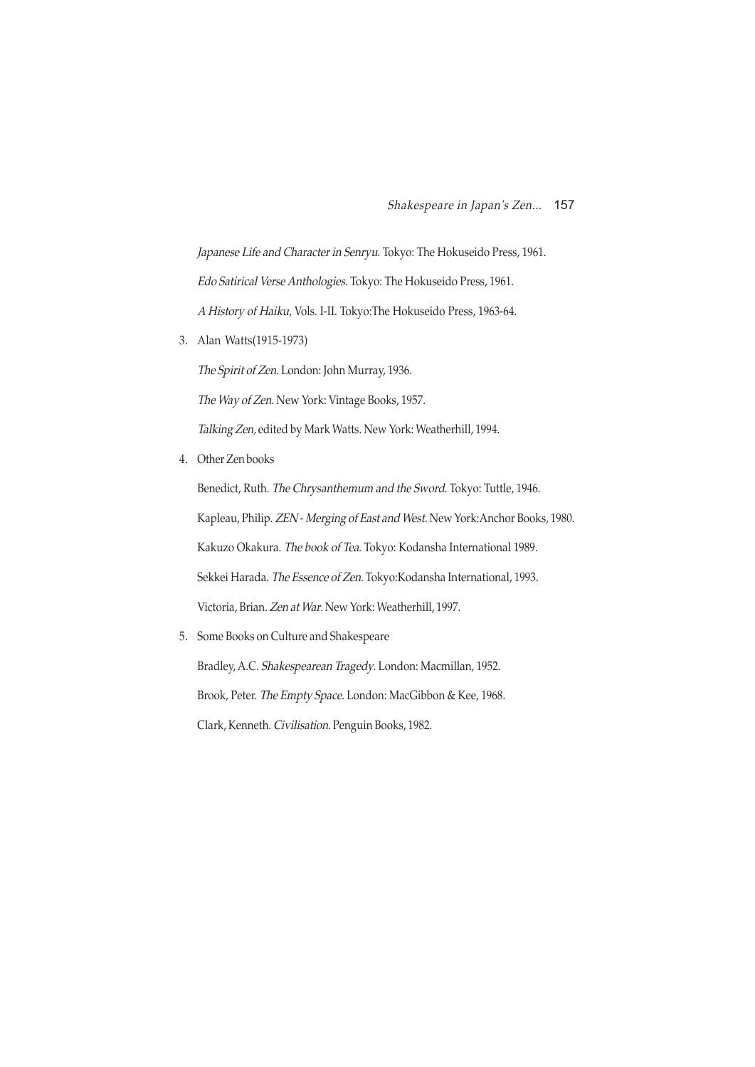*Japanese Life and Character in Senryu.* Tokyo: The Hokuseido Press, 1961.

*Edo Satirical Verse Anthologies.* Tokyo: The Hokuseido Press, 1961.

*A History of Haiku*, Vols. I-II. Tokyo:The Hokuseido Press, 1963-64.

3. Alan Watts(1915-1973)

   *The Spirit of Zen.* London: John Murray, 1936.

   *The Way of Zen.* New York: Vintage Books, 1957.

   *Talking Zen,* edited by Mark Watts. New York: Weatherhill, 1994.

4. Other Zen books

   Benedict, Ruth. *The Chrysanthemum and the Sword.* Tokyo: Tuttle, 1946.

   Kapleau, Philip. *ZEN - Merging of East and West.* New York:Anchor Books, 1980.

   Kakuzo Okakura. *The book of Tea.* Tokyo: Kodansha International 1989.

   Sekkei Harada. *The Essence of Zen.* Tokyo:Kodansha International, 1993.

   Victoria, Brian. *Zen at War.* New York: Weatherhill, 1997.

5. Some Books on Culture and Shakespeare

   Bradley, A.C. *Shakespearean Tragedy.* London: Macmillan, 1952.

   Brook, Peter. *The Empty Space.* London: MacGibbon & Kee, 1968.

   Clark, Kenneth. *Civilisation.* Penguin Books, 1982.